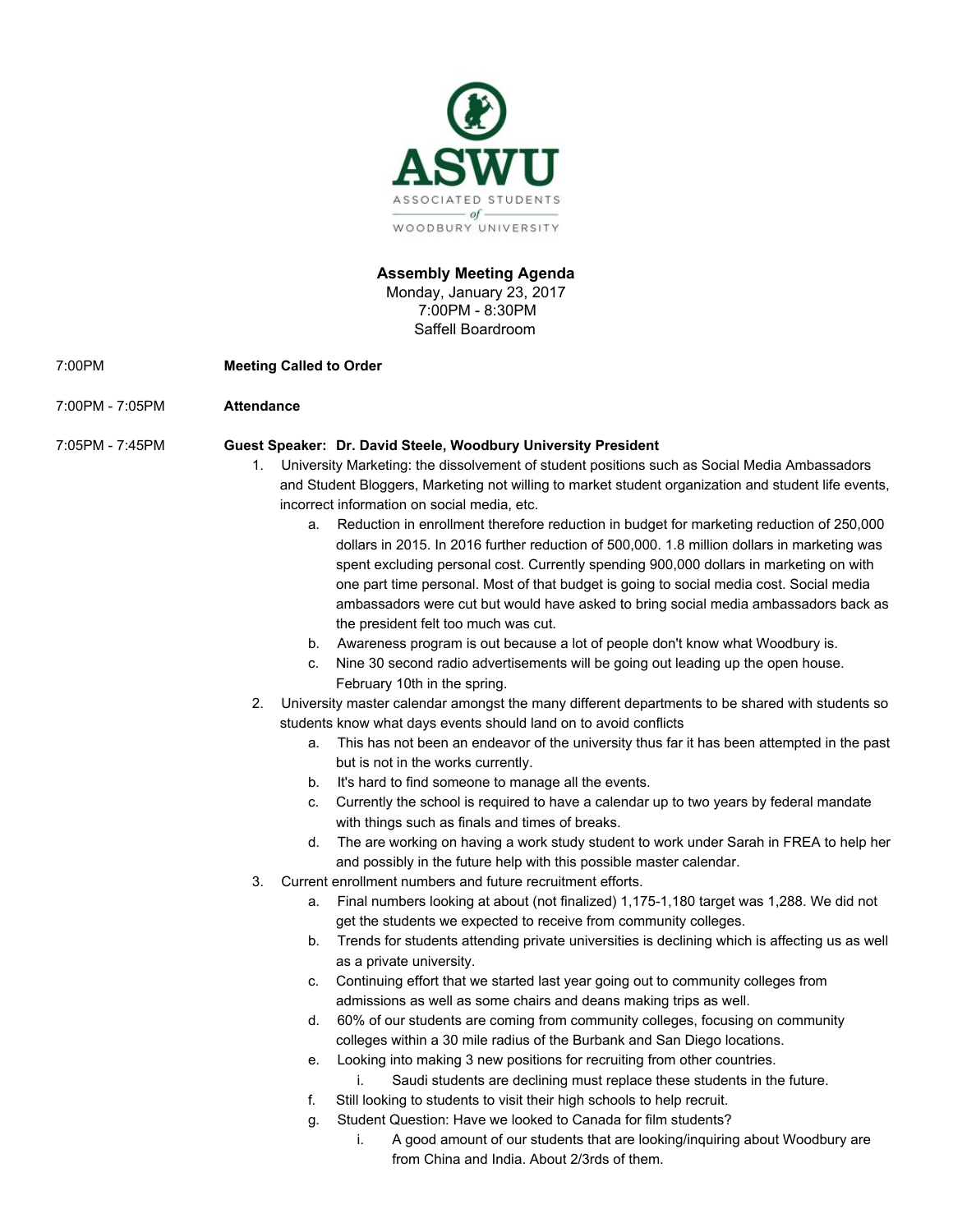ASWU
ASSOCIATED STUDENTS of WOODBURY UNIVERSITY

**Assembly Meeting Agenda**
Monday, January 23, 2017
7:00PM - 8:30PM
Saffell Boardroom

7:00PM **Meeting Called to Order**

7:00PM - 7:05PM **Attendance**

7:05PM - 7:45PM **Guest Speaker: Dr. David Steele, Woodbury University President**

1. University Marketing: the dissolvement of student positions such as Social Media Ambassadors and Student Bloggers, Marketing not willing to market student organization and student life events, incorrect information on social media, etc.
    a. Reduction in enrollment therefore reduction in budget for marketing reduction of 250,000 dollars in 2015. In 2016 further reduction of 500,000. 1.8 million dollars in marketing was spent excluding personal cost. Currently spending 900,000 dollars in marketing on with one part time personal. Most of that budget is going to social media cost. Social media ambassadors were cut but would have asked to bring social media ambassadors back as the president felt too much was cut.
    b. Awareness program is out because a lot of people don't know what Woodbury is.
    c. Nine 30 second radio advertisements will be going out leading up the open house. February 10th in the spring.
2. University master calendar amongst the many different departments to be shared with students so students know what days events should land on to avoid conflicts
    a. This has not been an endeavor of the university thus far it has been attempted in the past but is not in the works currently.
    b. It's hard to find someone to manage all the events.
    c. Currently the school is required to have a calendar up to two years by federal mandate with things such as finals and times of breaks.
    d. The are working on having a work study student to work under Sarah in FREA to help her and possibly in the future help with this possible master calendar.
3. Current enrollment numbers and future recruitment efforts.
    a. Final numbers looking at about (not finalized) 1,175-1,180 target was 1,288. We did not get the students we expected to receive from community colleges.
    b. Trends for students attending private universities is declining which is affecting us as well as a private university.
    c. Continuing effort that we started last year going out to community colleges from admissions as well as some chairs and deans making trips as well.
    d. 60% of our students are coming from community colleges, focusing on community colleges within a 30 mile radius of the Burbank and San Diego locations.
    e. Looking into making 3 new positions for recruiting from other countries.
        i. Saudi students are declining must replace these students in the future.
    f. Still looking to students to visit their high schools to help recruit.
    g. Student Question: Have we looked to Canada for film students?
        i. A good amount of our students that are looking/inquiring about Woodbury are from China and India. About 2/3rds of them.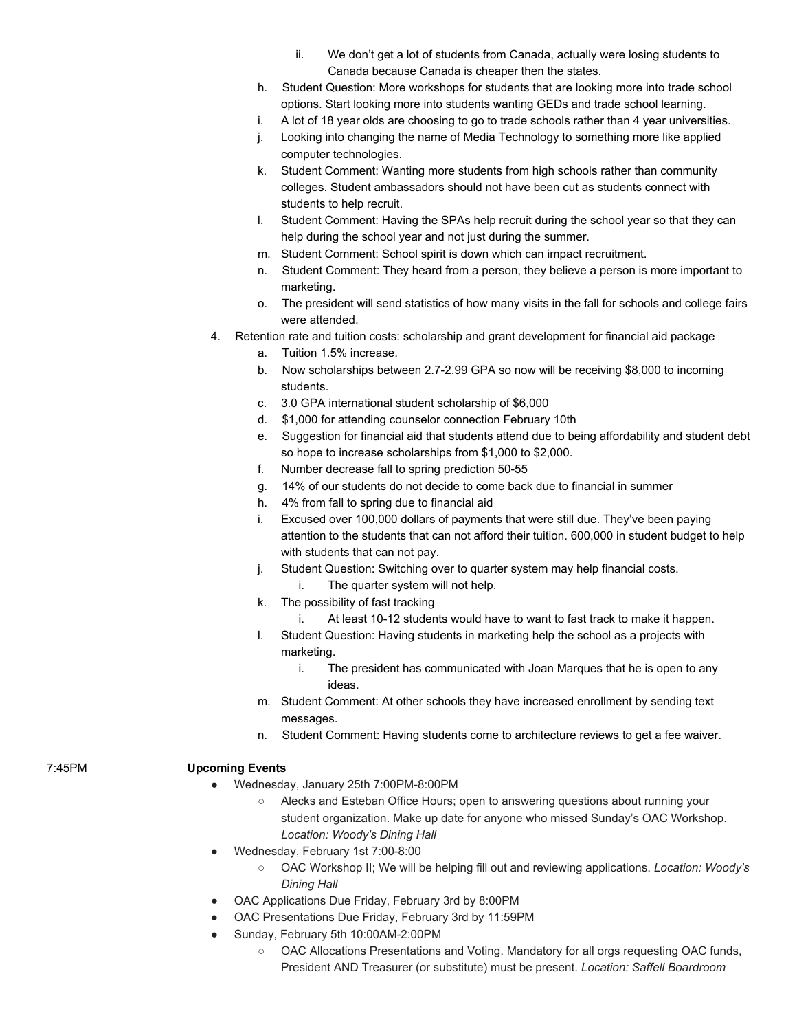- ii. We don't get a lot of students from Canada, actually were losing students to Canada because Canada is cheaper then the states.

h. Student Question: More workshops for students that are looking more into trade school options. Start looking more into students wanting GEDs and trade school learning.

i. A lot of 18 year olds are choosing to go to trade schools rather than 4 year universities.

j. Looking into changing the name of Media Technology to something more like applied computer technologies.

k. Student Comment: Wanting more students from high schools rather than community colleges. Student ambassadors should not have been cut as students connect with students to help recruit.

l. Student Comment: Having the SPAs help recruit during the school year so that they can help during the school year and not just during the summer.

m. Student Comment: School spirit is down which can impact recruitment.

n. Student Comment: They heard from a person, they believe a person is more important to marketing.

o. The president will send statistics of how many visits in the fall for schools and college fairs were attended.

4. Retention rate and tuition costs: scholarship and grant development for financial aid package

   a. Tuition 1.5% increase.

   b. Now scholarships between 2.7-2.99 GPA so now will be receiving $8,000 to incoming students.

   c. 3.0 GPA international student scholarship of $6,000

   d. $1,000 for attending counselor connection February 10th

   e. Suggestion for financial aid that students attend due to being affordability and student debt so hope to increase scholarships from $1,000 to $2,000.

   f. Number decrease fall to spring prediction 50-55

   g. 14% of our students do not decide to come back due to financial in summer

   h. 4% from fall to spring due to financial aid

   i. Excused over 100,000 dollars of payments that were still due. They've been paying attention to the students that can not afford their tuition. 600,000 in student budget to help with students that can not pay.

   j. Student Question: Switching over to quarter system may help financial costs.
      - i. The quarter system will not help.

   k. The possibility of fast tracking
      - i. At least 10-12 students would have to want to fast track to make it happen.

   l. Student Question: Having students in marketing help the school as a projects with marketing.
      - i. The president has communicated with Joan Marques that he is open to any ideas.

   m. Student Comment: At other schools they have increased enrollment by sending text messages.

   n. Student Comment: Having students come to architecture reviews to get a fee waiver.

7:45PM **Upcoming Events**

- Wednesday, January 25th 7:00PM-8:00PM
  - Alecks and Esteban Office Hours; open to answering questions about running your student organization. Make up date for anyone who missed Sunday's OAC Workshop. *Location: Woody's Dining Hall*
- Wednesday, February 1st 7:00-8:00
  - OAC Workshop II; We will be helping fill out and reviewing applications. *Location: Woody's Dining Hall*
- OAC Applications Due Friday, February 3rd by 8:00PM
- OAC Presentations Due Friday, February 3rd by 11:59PM
- Sunday, February 5th 10:00AM-2:00PM
  - OAC Allocations Presentations and Voting. Mandatory for all orgs requesting OAC funds, President AND Treasurer (or substitute) must be present. *Location: Saffell Boardroom*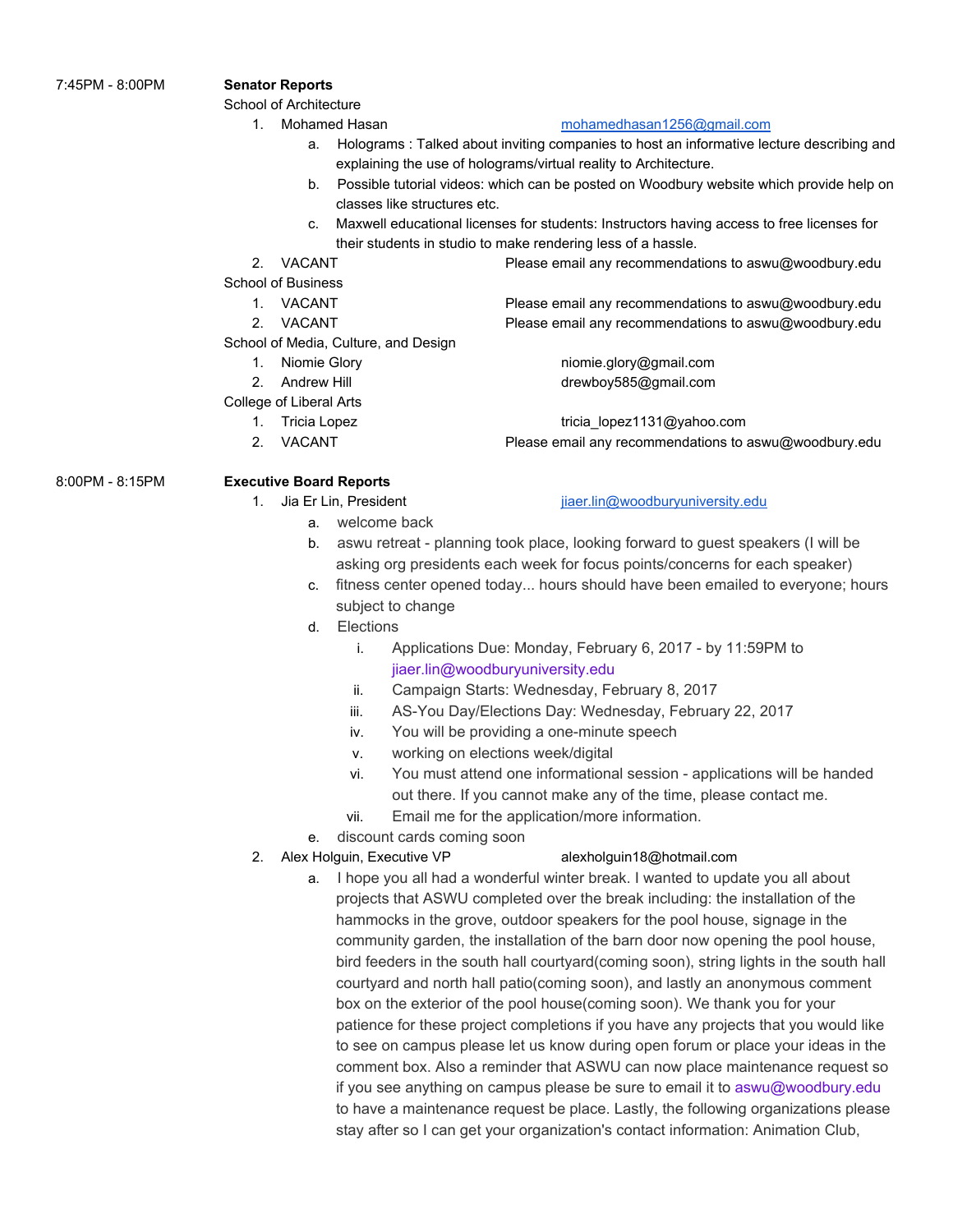7:45PM - 8:00PM **Senator Reports**

School of Architecture

1. Mohamed Hasan mohamedhasan1256@gmail.com
   a. Holograms : Talked about inviting companies to host an informative lecture describing and explaining the use of holograms/virtual reality to Architecture.
   b. Possible tutorial videos: which can be posted on Woodbury website which provide help on classes like structures etc.
   c. Maxwell educational licenses for students: Instructors having access to free licenses for their students in studio to make rendering less of a hassle.
2. VACANT Please email any recommendations to aswu@woodbury.edu

School of Business

1. VACANT Please email any recommendations to aswu@woodbury.edu
2. VACANT Please email any recommendations to aswu@woodbury.edu

School of Media, Culture, and Design

1. Niomie Glory niomie.glory@gmail.com
2. Andrew Hill drewboy585@gmail.com

College of Liberal Arts

1. Tricia Lopez tricia_lopez1131@yahoo.com
2. VACANT Please email any recommendations to aswu@woodbury.edu

8:00PM - 8:15PM **Executive Board Reports**

1. Jia Er Lin, President jiaer.lin@woodburyuniversity.edu
   a. welcome back
   b. aswu retreat - planning took place, looking forward to guest speakers (I will be asking org presidents each week for focus points/concerns for each speaker)
   c. fitness center opened today... hours should have been emailed to everyone; hours subject to change
   d. Elections
      i. Applications Due: Monday, February 6, 2017 - by 11:59PM to jiaer.lin@woodburyuniversity.edu
      ii. Campaign Starts: Wednesday, February 8, 2017
      iii. AS-You Day/Elections Day: Wednesday, February 22, 2017
      iv. You will be providing a one-minute speech
      v. working on elections week/digital
      vi. You must attend one informational session - applications will be handed out there. If you cannot make any of the time, please contact me.
      vii. Email me for the application/more information.
   e. discount cards coming soon
2. Alex Holguin, Executive VP alexholguin18@hotmail.com
   a. I hope you all had a wonderful winter break. I wanted to update you all about projects that ASWU completed over the break including: the installation of the hammocks in the grove, outdoor speakers for the pool house, signage in the community garden, the installation of the barn door now opening the pool house, bird feeders in the south hall courtyard(coming soon), string lights in the south hall courtyard and north hall patio(coming soon), and lastly an anonymous comment box on the exterior of the pool house(coming soon). We thank you for your patience for these project completions if you have any projects that you would like to see on campus please let us know during open forum or place your ideas in the comment box. Also a reminder that ASWU can now place maintenance request so if you see anything on campus please be sure to email it to aswu@woodbury.edu to have a maintenance request be place. Lastly, the following organizations please stay after so I can get your organization's contact information: Animation Club,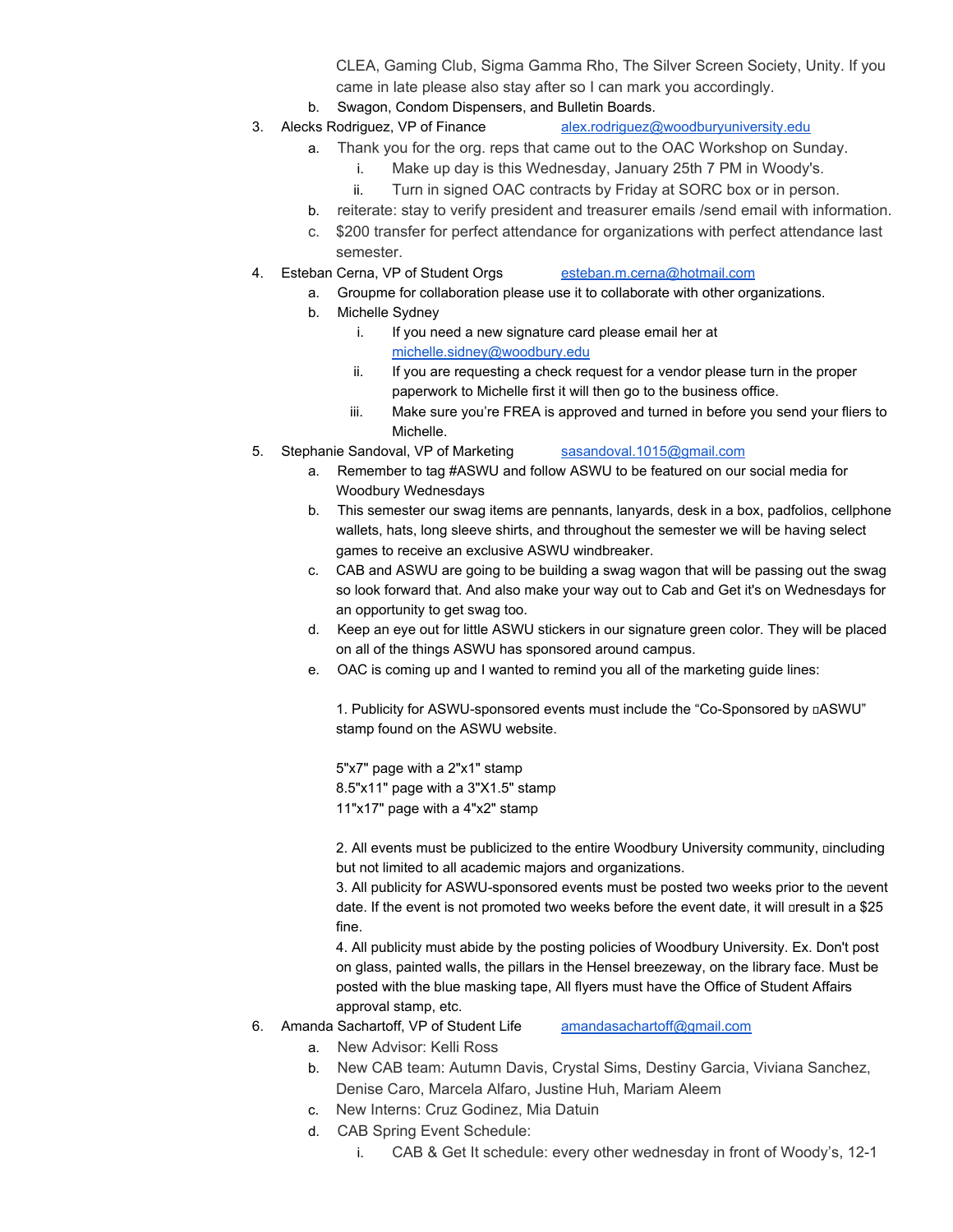CLEA, Gaming Club, Sigma Gamma Rho, The Silver Screen Society, Unity. If you came in late please also stay after so I can mark you accordingly.

   b. Swagon, Condom Dispensers, and Bulletin Boards.

3. Alecks Rodriguez, VP of Finance [alex.rodriguez@woodburyuniversity.edu](mailto:alex.rodriguez@woodburyuniversity.edu)
   a. Thank you for the org. reps that came out to the OAC Workshop on Sunday.
      i. Make up day is this Wednesday, January 25th 7 PM in Woody's.
      ii. Turn in signed OAC contracts by Friday at SORC box or in person.
   b. reiterate: stay to verify president and treasurer emails /send email with information.
   c. $200 transfer for perfect attendance for organizations with perfect attendance last semester.
4. Esteban Cerna, VP of Student Orgs [esteban.m.cerna@hotmail.com](mailto:esteban.m.cerna@hotmail.com)
   a. Groupme for collaboration please use it to collaborate with other organizations.
   b. Michelle Sydney
      i. If you need a new signature card please email her at [michelle.sidney@woodbury.edu](mailto:michelle.sidney@woodbury.edu)
      ii. If you are requesting a check request for a vendor please turn in the proper paperwork to Michelle first it will then go to the business office.
      iii. Make sure you're FREA is approved and turned in before you send your fliers to Michelle.
5. Stephanie Sandoval, VP of Marketing [sasandoval.1015@gmail.com](mailto:sasandoval.1015@gmail.com)
   a. Remember to tag #ASWU and follow ASWU to be featured on our social media for Woodbury Wednesdays
   b. This semester our swag items are pennants, lanyards, desk in a box, padfolios, cellphone wallets, hats, long sleeve shirts, and throughout the semester we will be having select games to receive an exclusive ASWU windbreaker.
   c. CAB and ASWU are going to be building a swag wagon that will be passing out the swag so look forward that. And also make your way out to Cab and Get it's on Wednesdays for an opportunity to get swag too.
   d. Keep an eye out for little ASWU stickers in our signature green color. They will be placed on all of the things ASWU has sponsored around campus.
   e. OAC is coming up and I wanted to remind you all of the marketing guide lines:

      1. Publicity for ASWU-sponsored events must include the "Co-Sponsored by ASWU" stamp found on the ASWU website.

      5"x7" page with a 2"x1" stamp
      8.5"x11" page with a 3"X1.5" stamp
      11"x17" page with a 4"x2" stamp

      2. All events must be publicized to the entire Woodbury University community, including but not limited to all academic majors and organizations.
      3. All publicity for ASWU-sponsored events must be posted two weeks prior to the event date. If the event is not promoted two weeks before the event date, it will result in a $25 fine.
      4. All publicity must abide by the posting policies of Woodbury University. Ex. Don't post on glass, painted walls, the pillars in the Hensel breezeway, on the library face. Must be posted with the blue masking tape, All flyers must have the Office of Student Affairs approval stamp, etc.
6. Amanda Sachartoff, VP of Student Life [amandasachartoff@gmail.com](mailto:amandasachartoff@gmail.com)
   a. New Advisor: Kelli Ross
   b. New CAB team: Autumn Davis, Crystal Sims, Destiny Garcia, Viviana Sanchez, Denise Caro, Marcela Alfaro, Justine Huh, Mariam Aleem
   c. New Interns: Cruz Godinez, Mia Datuin
   d. CAB Spring Event Schedule:
      i. CAB & Get It schedule: every other wednesday in front of Woody's, 12-1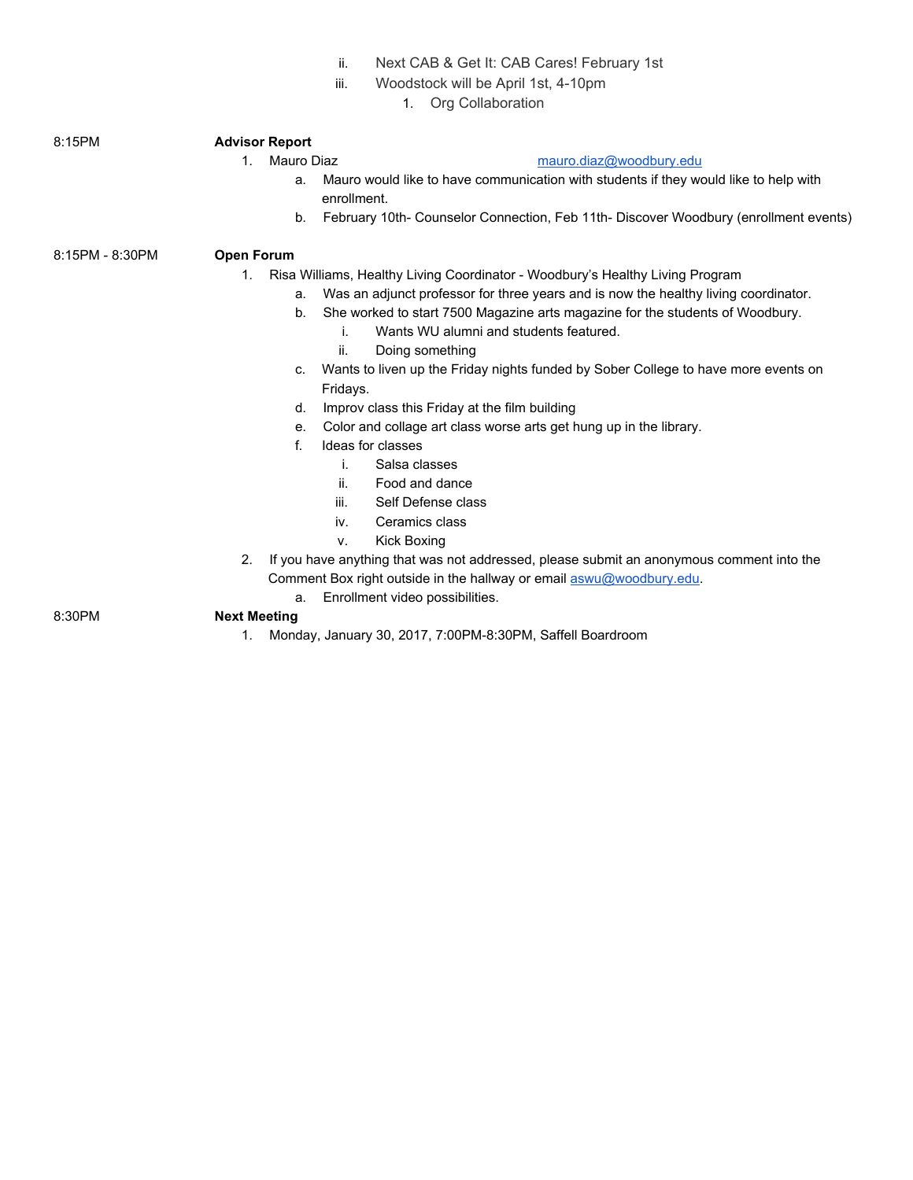ii. Next CAB & Get It: CAB Cares! February 1st

iii. Woodstock will be April 1st, 4-10pm

1. Org Collaboration

8:15PM **Advisor Report**

1. Mauro Diaz mauro.diaz@woodbury.edu
   a. Mauro would like to have communication with students if they would like to help with enrollment.
   b. February 10th- Counselor Connection, Feb 11th- Discover Woodbury (enrollment events)

8:15PM - 8:30PM **Open Forum**

1. Risa Williams, Healthy Living Coordinator - Woodbury's Healthy Living Program
   a. Was an adjunct professor for three years and is now the healthy living coordinator.
   b. She worked to start 7500 Magazine arts magazine for the students of Woodbury.
      i. Wants WU alumni and students featured.
      ii. Doing something
   c. Wants to liven up the Friday nights funded by Sober College to have more events on Fridays.
   d. Improv class this Friday at the film building
   e. Color and collage art class worse arts get hung up in the library.
   f. Ideas for classes
      i. Salsa classes
      ii. Food and dance
      iii. Self Defense class
      iv. Ceramics class
      v. Kick Boxing
2. If you have anything that was not addressed, please submit an anonymous comment into the Comment Box right outside in the hallway or email aswu@woodbury.edu.
   a. Enrollment video possibilities.

8:30PM **Next Meeting**

1. Monday, January 30, 2017, 7:00PM-8:30PM, Saffell Boardroom